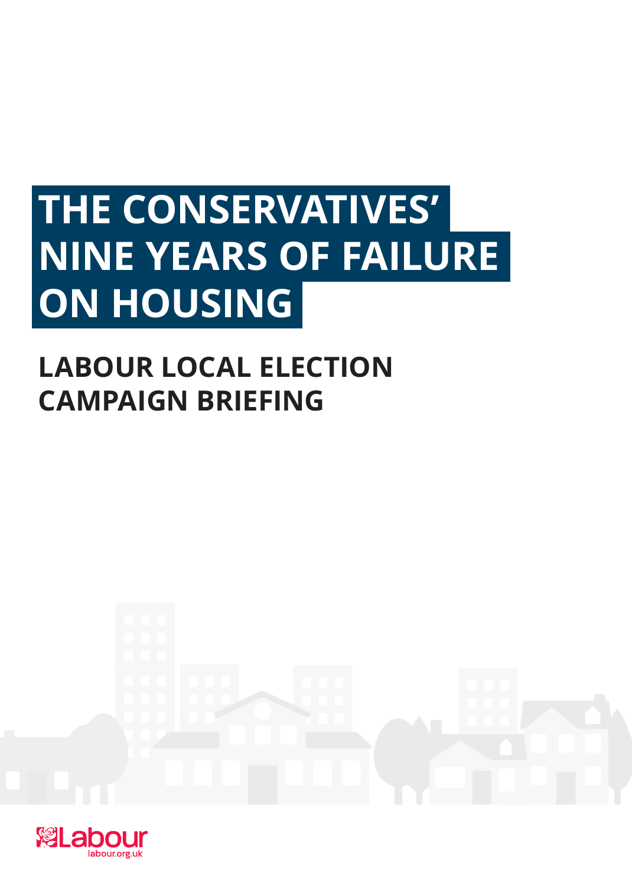# THE CONSERVATIVES' NINE YEARS OF FAILURE ON HOUSING

## LABOUR LOCAL ELECTION CAMPAIGN BRIEFING

Labour
labour.org.uk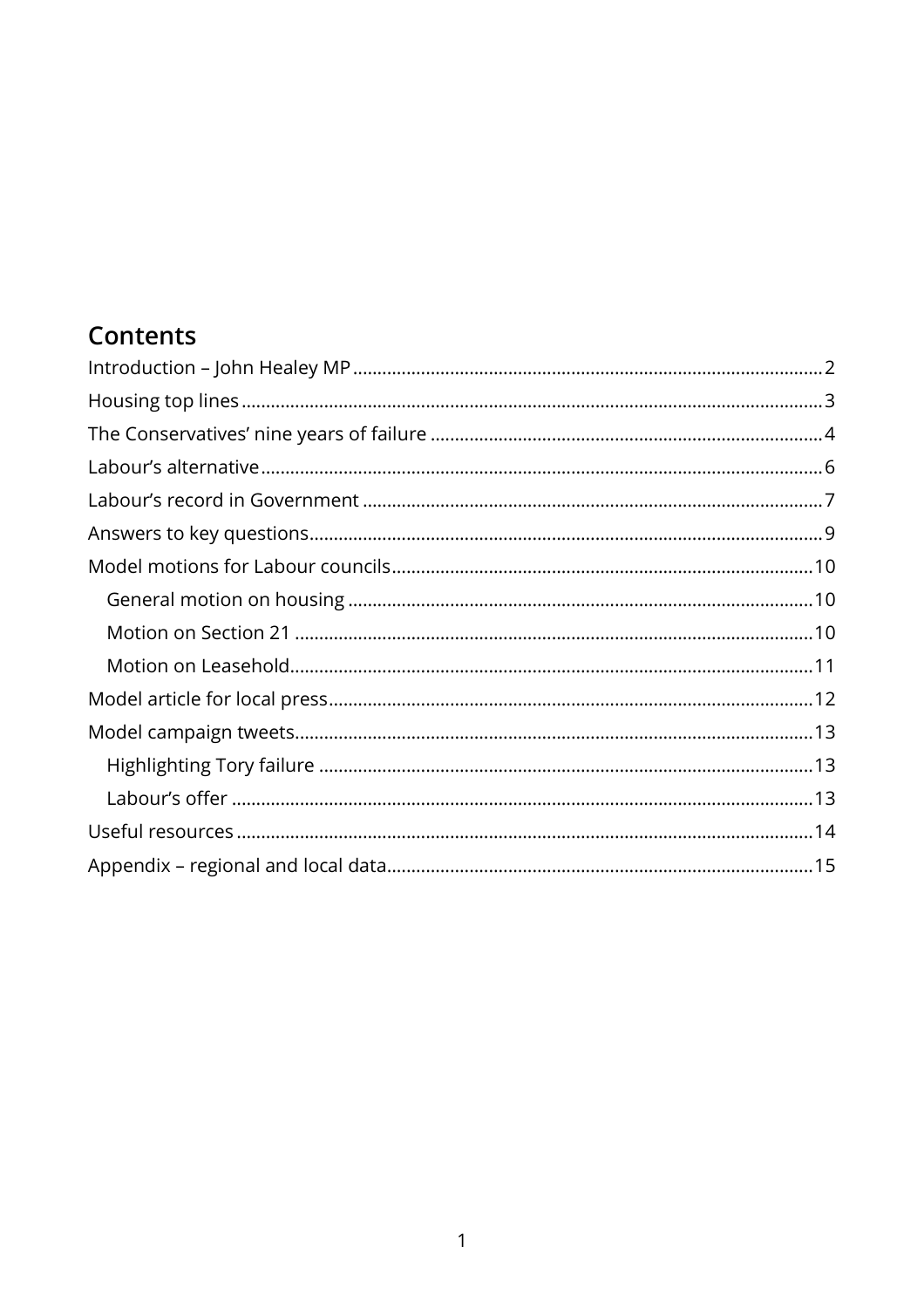## Contents

- Introduction – John Healey MP ... 2
- Housing top lines ... 3
- The Conservatives' nine years of failure ... 4
- Labour's alternative ... 6
- Labour's record in Government ... 7
- Answers to key questions ... 9
- Model motions for Labour councils ... 10
  - General motion on housing ... 10
  - Motion on Section 21 ... 10
  - Motion on Leasehold ... 11
- Model article for local press ... 12
- Model campaign tweets ... 13
  - Highlighting Tory failure ... 13
  - Labour's offer ... 13
- Useful resources ... 14
- Appendix – regional and local data ... 15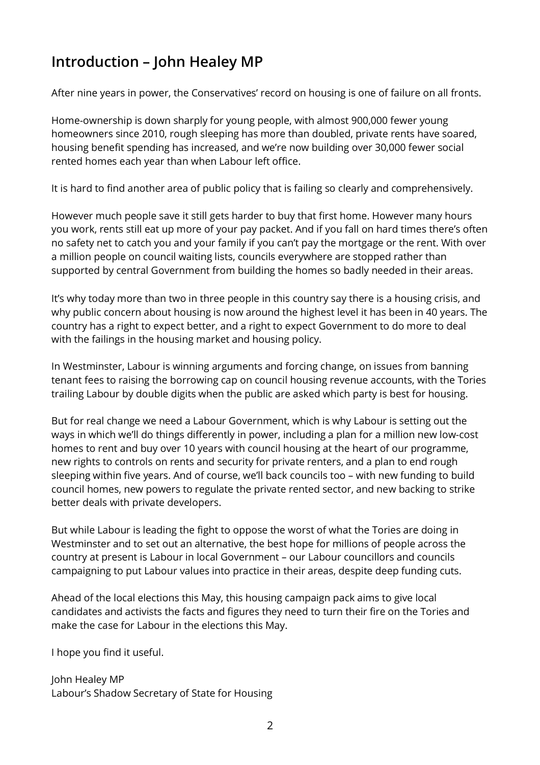## Introduction – John Healey MP

After nine years in power, the Conservatives' record on housing is one of failure on all fronts.

Home-ownership is down sharply for young people, with almost 900,000 fewer young homeowners since 2010, rough sleeping has more than doubled, private rents have soared, housing benefit spending has increased, and we're now building over 30,000 fewer social rented homes each year than when Labour left office.

It is hard to find another area of public policy that is failing so clearly and comprehensively.

However much people save it still gets harder to buy that first home. However many hours you work, rents still eat up more of your pay packet. And if you fall on hard times there's often no safety net to catch you and your family if you can't pay the mortgage or the rent. With over a million people on council waiting lists, councils everywhere are stopped rather than supported by central Government from building the homes so badly needed in their areas.

It's why today more than two in three people in this country say there is a housing crisis, and why public concern about housing is now around the highest level it has been in 40 years. The country has a right to expect better, and a right to expect Government to do more to deal with the failings in the housing market and housing policy.

In Westminster, Labour is winning arguments and forcing change, on issues from banning tenant fees to raising the borrowing cap on council housing revenue accounts, with the Tories trailing Labour by double digits when the public are asked which party is best for housing.

But for real change we need a Labour Government, which is why Labour is setting out the ways in which we'll do things differently in power, including a plan for a million new low-cost homes to rent and buy over 10 years with council housing at the heart of our programme, new rights to controls on rents and security for private renters, and a plan to end rough sleeping within five years. And of course, we'll back councils too – with new funding to build council homes, new powers to regulate the private rented sector, and new backing to strike better deals with private developers.

But while Labour is leading the fight to oppose the worst of what the Tories are doing in Westminster and to set out an alternative, the best hope for millions of people across the country at present is Labour in local Government – our Labour councillors and councils campaigning to put Labour values into practice in their areas, despite deep funding cuts.

Ahead of the local elections this May, this housing campaign pack aims to give local candidates and activists the facts and figures they need to turn their fire on the Tories and make the case for Labour in the elections this May.

I hope you find it useful.

John Healey MP
Labour's Shadow Secretary of State for Housing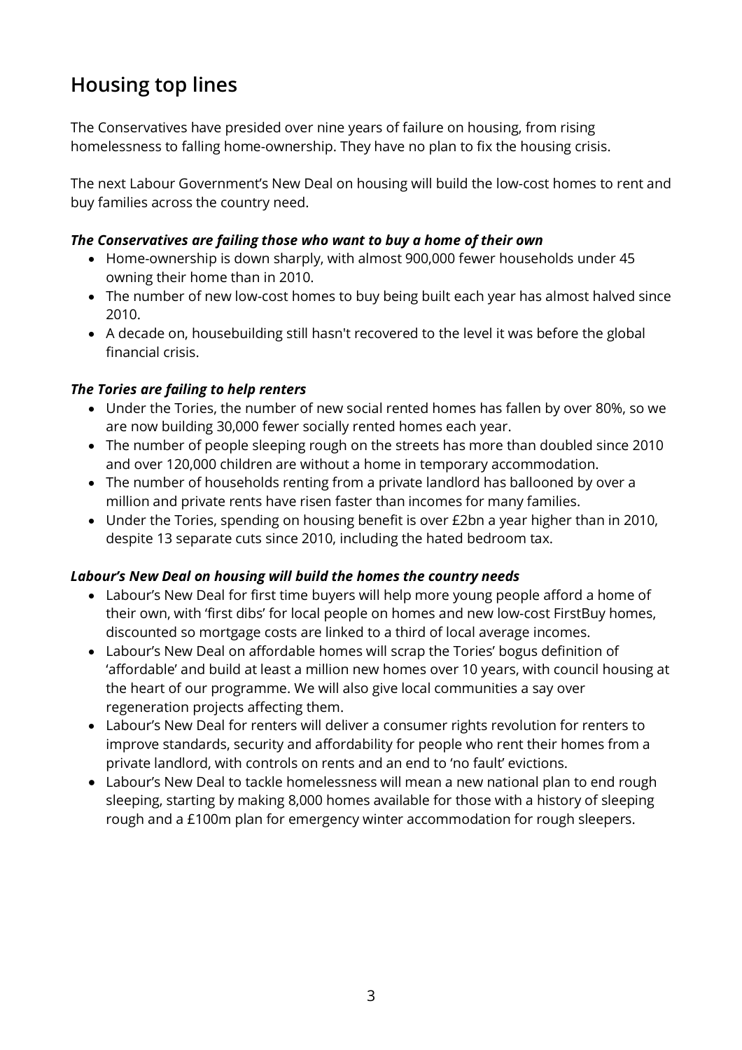## Housing top lines

The Conservatives have presided over nine years of failure on housing, from rising homelessness to falling home-ownership. They have no plan to fix the housing crisis.

The next Labour Government's New Deal on housing will build the low-cost homes to rent and buy families across the country need.

***The Conservatives are failing those who want to buy a home of their own***

- Home-ownership is down sharply, with almost 900,000 fewer households under 45 owning their home than in 2010.
- The number of new low-cost homes to buy being built each year has almost halved since 2010.
- A decade on, housebuilding still hasn't recovered to the level it was before the global financial crisis.

***The Tories are failing to help renters***

- Under the Tories, the number of new social rented homes has fallen by over 80%, so we are now building 30,000 fewer socially rented homes each year.
- The number of people sleeping rough on the streets has more than doubled since 2010 and over 120,000 children are without a home in temporary accommodation.
- The number of households renting from a private landlord has ballooned by over a million and private rents have risen faster than incomes for many families.
- Under the Tories, spending on housing benefit is over £2bn a year higher than in 2010, despite 13 separate cuts since 2010, including the hated bedroom tax.

***Labour's New Deal on housing will build the homes the country needs***

- Labour's New Deal for first time buyers will help more young people afford a home of their own, with 'first dibs' for local people on homes and new low-cost FirstBuy homes, discounted so mortgage costs are linked to a third of local average incomes.
- Labour's New Deal on affordable homes will scrap the Tories' bogus definition of 'affordable' and build at least a million new homes over 10 years, with council housing at the heart of our programme. We will also give local communities a say over regeneration projects affecting them.
- Labour's New Deal for renters will deliver a consumer rights revolution for renters to improve standards, security and affordability for people who rent their homes from a private landlord, with controls on rents and an end to 'no fault' evictions.
- Labour's New Deal to tackle homelessness will mean a new national plan to end rough sleeping, starting by making 8,000 homes available for those with a history of sleeping rough and a £100m plan for emergency winter accommodation for rough sleepers.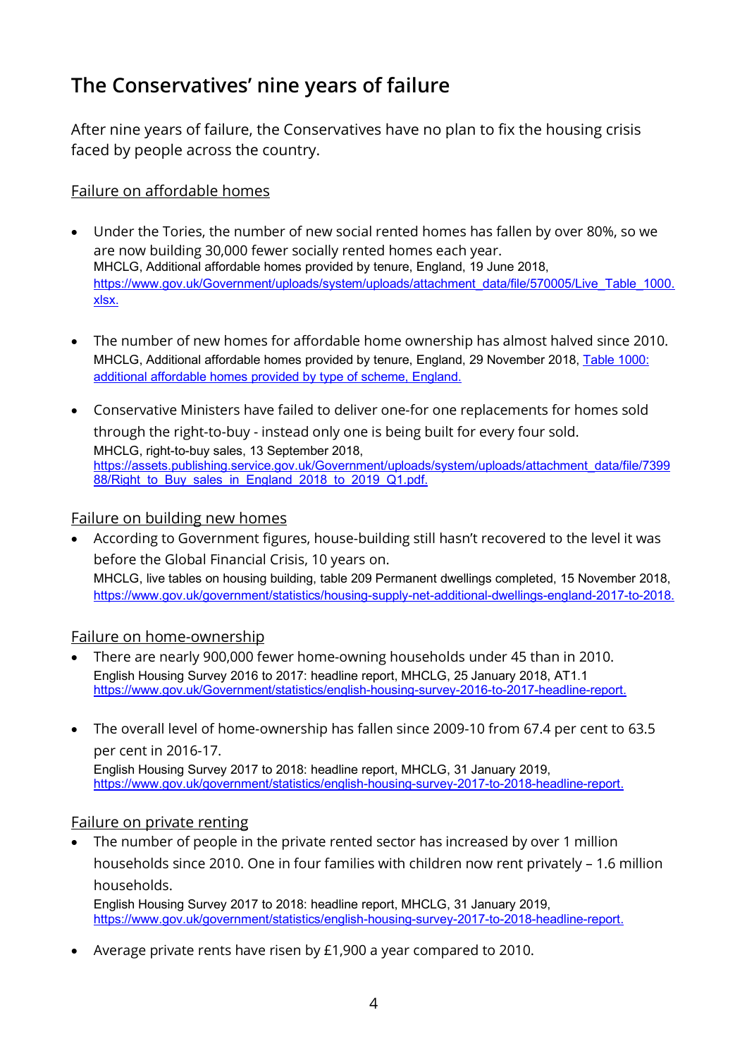## The Conservatives' nine years of failure

After nine years of failure, the Conservatives have no plan to fix the housing crisis faced by people across the country.

Failure on affordable homes

- Under the Tories, the number of new social rented homes has fallen by over 80%, so we are now building 30,000 fewer socially rented homes each year.
  MHCLG, Additional affordable homes provided by tenure, England, 19 June 2018, https://www.gov.uk/Government/uploads/system/uploads/attachment_data/file/570005/Live_Table_1000.xlsx.

- The number of new homes for affordable home ownership has almost halved since 2010.
  MHCLG, Additional affordable homes provided by tenure, England, 29 November 2018, Table 1000: additional affordable homes provided by type of scheme, England.

- Conservative Ministers have failed to deliver one-for one replacements for homes sold through the right-to-buy - instead only one is being built for every four sold.
  MHCLG, right-to-buy sales, 13 September 2018, https://assets.publishing.service.gov.uk/Government/uploads/system/uploads/attachment_data/file/739988/Right_to_Buy_sales_in_England_2018_to_2019_Q1.pdf.

Failure on building new homes

- According to Government figures, house-building still hasn't recovered to the level it was before the Global Financial Crisis, 10 years on.
  MHCLG, live tables on housing building, table 209 Permanent dwellings completed, 15 November 2018, https://www.gov.uk/government/statistics/housing-supply-net-additional-dwellings-england-2017-to-2018.

Failure on home-ownership

- There are nearly 900,000 fewer home-owning households under 45 than in 2010.
  English Housing Survey 2016 to 2017: headline report, MHCLG, 25 January 2018, AT1.1 https://www.gov.uk/Government/statistics/english-housing-survey-2016-to-2017-headline-report.

- The overall level of home-ownership has fallen since 2009-10 from 67.4 per cent to 63.5 per cent in 2016-17.
  English Housing Survey 2017 to 2018: headline report, MHCLG, 31 January 2019, https://www.gov.uk/government/statistics/english-housing-survey-2017-to-2018-headline-report.

Failure on private renting

- The number of people in the private rented sector has increased by over 1 million households since 2010. One in four families with children now rent privately – 1.6 million households.
  English Housing Survey 2017 to 2018: headline report, MHCLG, 31 January 2019, https://www.gov.uk/government/statistics/english-housing-survey-2017-to-2018-headline-report.

- Average private rents have risen by £1,900 a year compared to 2010.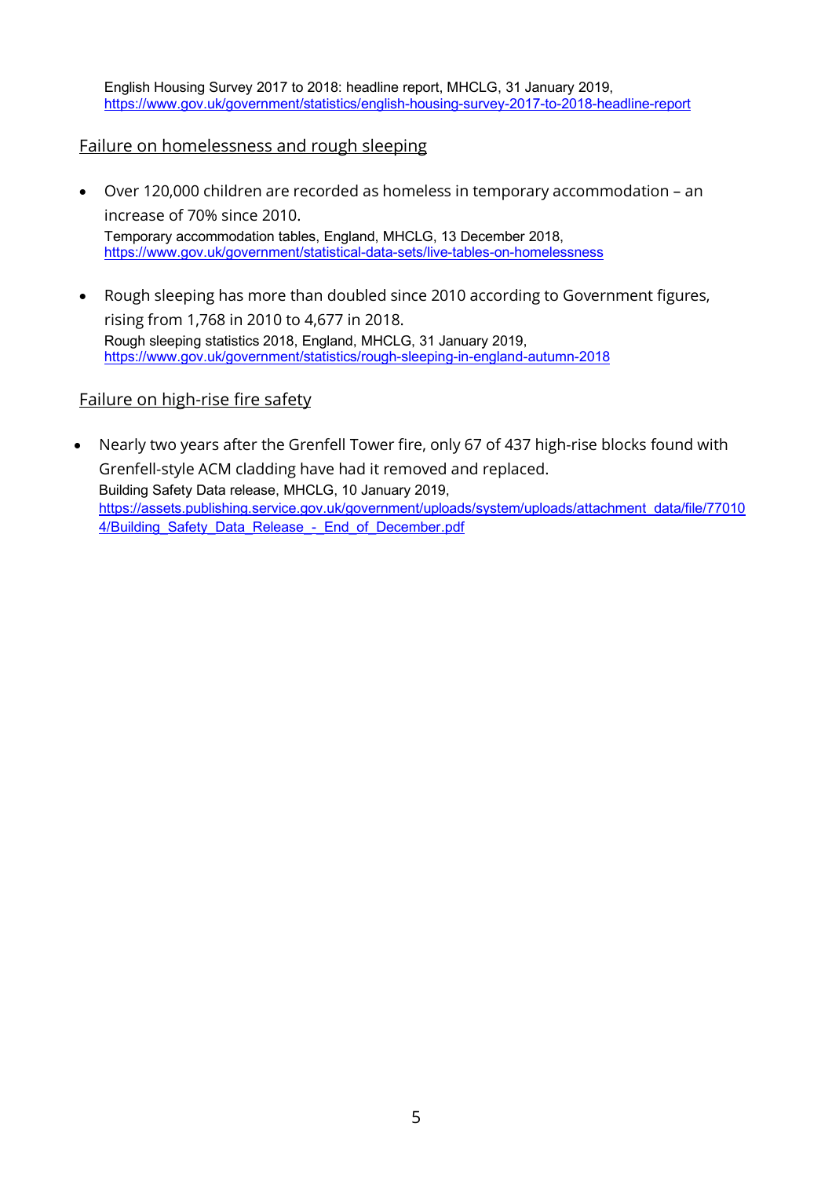English Housing Survey 2017 to 2018: headline report, MHCLG, 31 January 2019, https://www.gov.uk/government/statistics/english-housing-survey-2017-to-2018-headline-report

## Failure on homelessness and rough sleeping

- Over 120,000 children are recorded as homeless in temporary accommodation – an increase of 70% since 2010.
  Temporary accommodation tables, England, MHCLG, 13 December 2018, https://www.gov.uk/government/statistical-data-sets/live-tables-on-homelessness

- Rough sleeping has more than doubled since 2010 according to Government figures, rising from 1,768 in 2010 to 4,677 in 2018.
  Rough sleeping statistics 2018, England, MHCLG, 31 January 2019, https://www.gov.uk/government/statistics/rough-sleeping-in-england-autumn-2018

## Failure on high-rise fire safety

- Nearly two years after the Grenfell Tower fire, only 67 of 437 high-rise blocks found with Grenfell-style ACM cladding have had it removed and replaced.
  Building Safety Data release, MHCLG, 10 January 2019, https://assets.publishing.service.gov.uk/government/uploads/system/uploads/attachment_data/file/770104/Building_Safety_Data_Release_-_End_of_December.pdf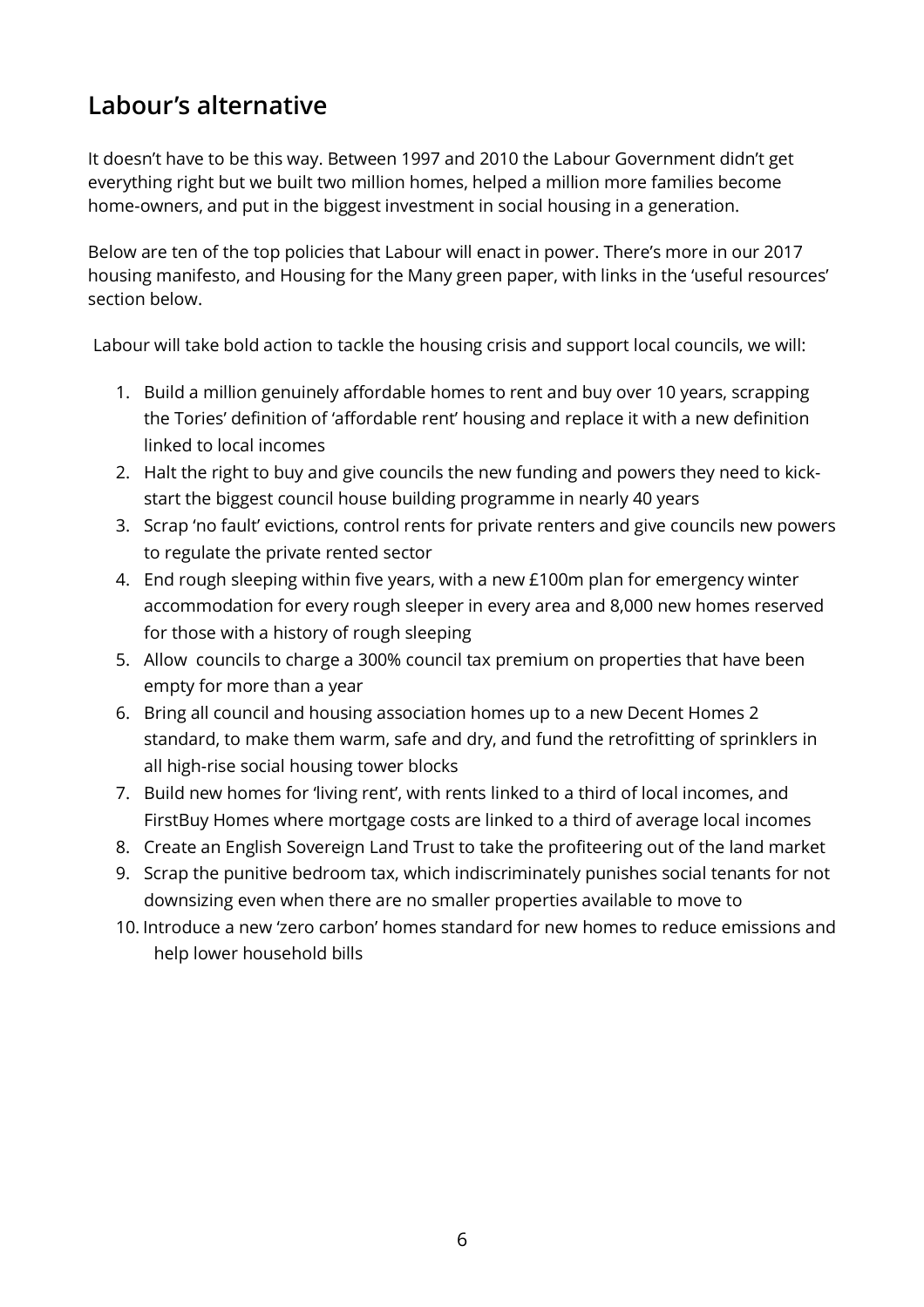## Labour's alternative

It doesn't have to be this way. Between 1997 and 2010 the Labour Government didn't get everything right but we built two million homes, helped a million more families become home-owners, and put in the biggest investment in social housing in a generation.

Below are ten of the top policies that Labour will enact in power. There's more in our 2017 housing manifesto, and Housing for the Many green paper, with links in the 'useful resources' section below.

Labour will take bold action to tackle the housing crisis and support local councils, we will:

1. Build a million genuinely affordable homes to rent and buy over 10 years, scrapping the Tories' definition of 'affordable rent' housing and replace it with a new definition linked to local incomes
2. Halt the right to buy and give councils the new funding and powers they need to kick-start the biggest council house building programme in nearly 40 years
3. Scrap 'no fault' evictions, control rents for private renters and give councils new powers to regulate the private rented sector
4. End rough sleeping within five years, with a new £100m plan for emergency winter accommodation for every rough sleeper in every area and 8,000 new homes reserved for those with a history of rough sleeping
5. Allow councils to charge a 300% council tax premium on properties that have been empty for more than a year
6. Bring all council and housing association homes up to a new Decent Homes 2 standard, to make them warm, safe and dry, and fund the retrofitting of sprinklers in all high-rise social housing tower blocks
7. Build new homes for 'living rent', with rents linked to a third of local incomes, and FirstBuy Homes where mortgage costs are linked to a third of average local incomes
8. Create an English Sovereign Land Trust to take the profiteering out of the land market
9. Scrap the punitive bedroom tax, which indiscriminately punishes social tenants for not downsizing even when there are no smaller properties available to move to
10. Introduce a new 'zero carbon' homes standard for new homes to reduce emissions and help lower household bills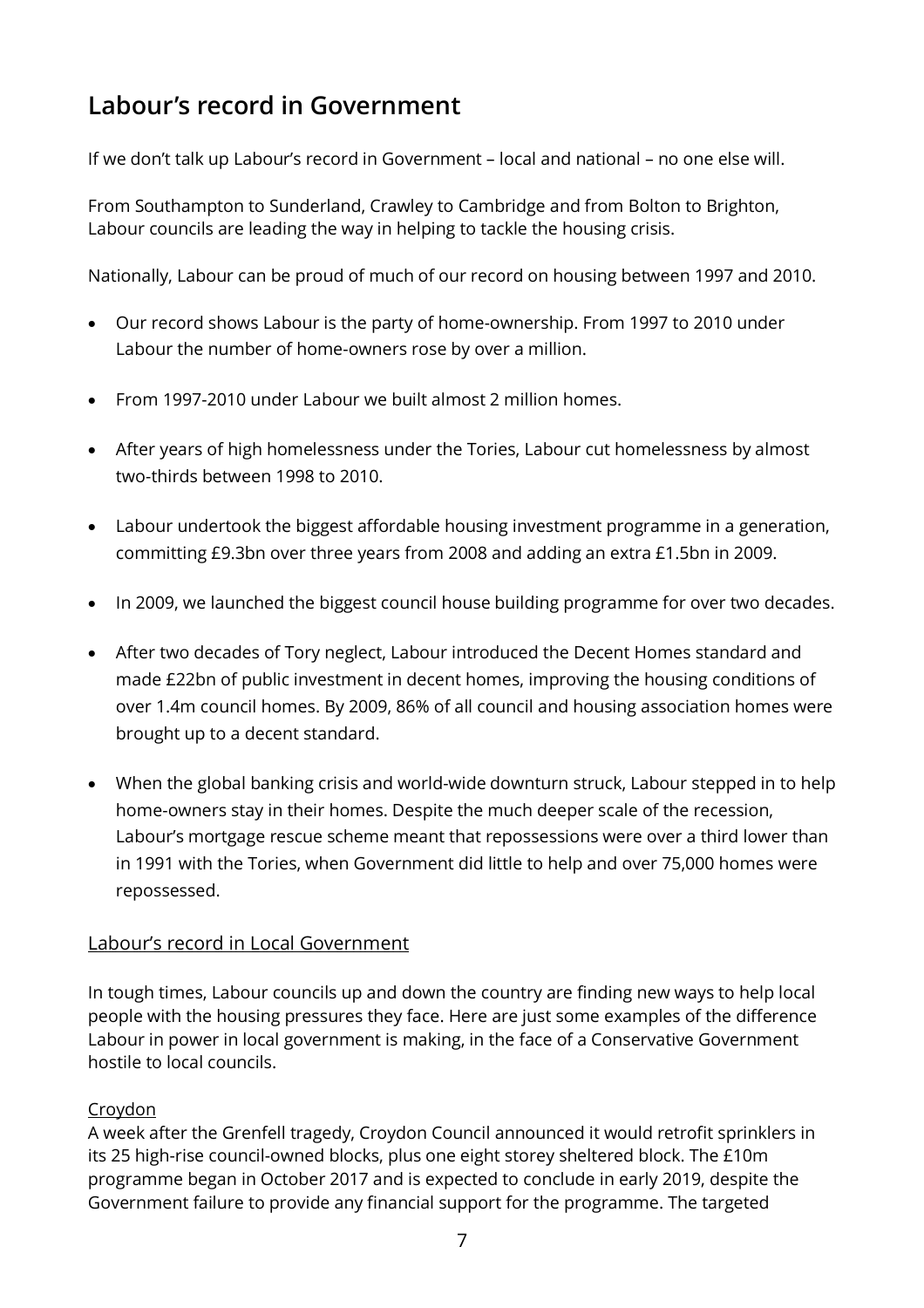## Labour's record in Government

If we don't talk up Labour's record in Government – local and national – no one else will.

From Southampton to Sunderland, Crawley to Cambridge and from Bolton to Brighton, Labour councils are leading the way in helping to tackle the housing crisis.

Nationally, Labour can be proud of much of our record on housing between 1997 and 2010.

- Our record shows Labour is the party of home-ownership. From 1997 to 2010 under Labour the number of home-owners rose by over a million.
- From 1997-2010 under Labour we built almost 2 million homes.
- After years of high homelessness under the Tories, Labour cut homelessness by almost two-thirds between 1998 to 2010.
- Labour undertook the biggest affordable housing investment programme in a generation, committing £9.3bn over three years from 2008 and adding an extra £1.5bn in 2009.
- In 2009, we launched the biggest council house building programme for over two decades.
- After two decades of Tory neglect, Labour introduced the Decent Homes standard and made £22bn of public investment in decent homes, improving the housing conditions of over 1.4m council homes. By 2009, 86% of all council and housing association homes were brought up to a decent standard.
- When the global banking crisis and world-wide downturn struck, Labour stepped in to help home-owners stay in their homes. Despite the much deeper scale of the recession, Labour's mortgage rescue scheme meant that repossessions were over a third lower than in 1991 with the Tories, when Government did little to help and over 75,000 homes were repossessed.

### Labour's record in Local Government

In tough times, Labour councils up and down the country are finding new ways to help local people with the housing pressures they face. Here are just some examples of the difference Labour in power in local government is making, in the face of a Conservative Government hostile to local councils.

#### Croydon

A week after the Grenfell tragedy, Croydon Council announced it would retrofit sprinklers in its 25 high-rise council-owned blocks, plus one eight storey sheltered block. The £10m programme began in October 2017 and is expected to conclude in early 2019, despite the Government failure to provide any financial support for the programme. The targeted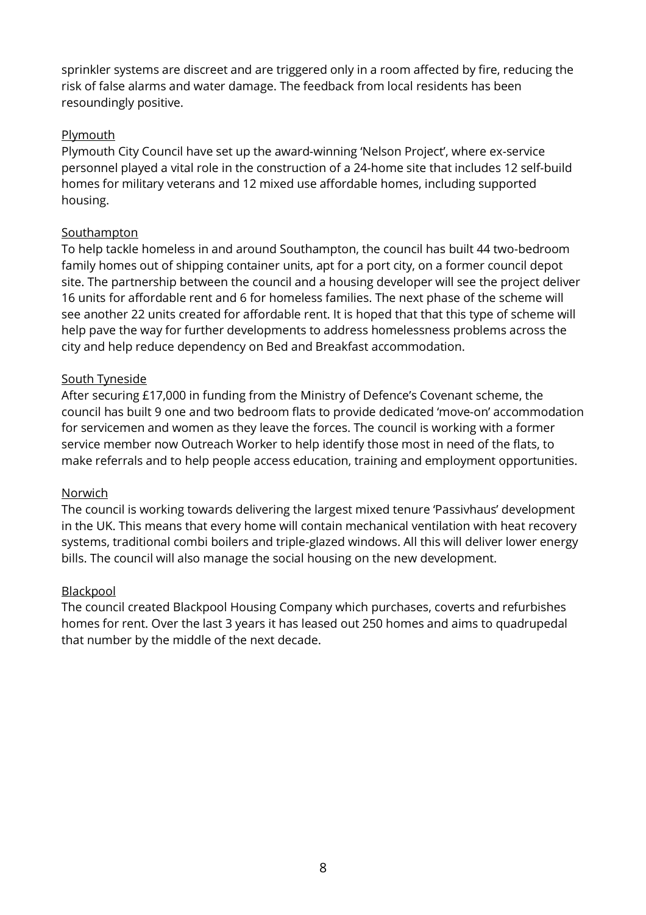sprinkler systems are discreet and are triggered only in a room affected by fire, reducing the risk of false alarms and water damage. The feedback from local residents has been resoundingly positive.

Plymouth

Plymouth City Council have set up the award-winning 'Nelson Project', where ex-service personnel played a vital role in the construction of a 24-home site that includes 12 self-build homes for military veterans and 12 mixed use affordable homes, including supported housing.

Southampton

To help tackle homeless in and around Southampton, the council has built 44 two-bedroom family homes out of shipping container units, apt for a port city, on a former council depot site. The partnership between the council and a housing developer will see the project deliver 16 units for affordable rent and 6 for homeless families. The next phase of the scheme will see another 22 units created for affordable rent. It is hoped that that this type of scheme will help pave the way for further developments to address homelessness problems across the city and help reduce dependency on Bed and Breakfast accommodation.

South Tyneside

After securing £17,000 in funding from the Ministry of Defence's Covenant scheme, the council has built 9 one and two bedroom flats to provide dedicated 'move-on' accommodation for servicemen and women as they leave the forces. The council is working with a former service member now Outreach Worker to help identify those most in need of the flats, to make referrals and to help people access education, training and employment opportunities.

Norwich

The council is working towards delivering the largest mixed tenure 'Passivhaus' development in the UK. This means that every home will contain mechanical ventilation with heat recovery systems, traditional combi boilers and triple-glazed windows. All this will deliver lower energy bills. The council will also manage the social housing on the new development.

Blackpool

The council created Blackpool Housing Company which purchases, coverts and refurbishes homes for rent. Over the last 3 years it has leased out 250 homes and aims to quadrupedal that number by the middle of the next decade.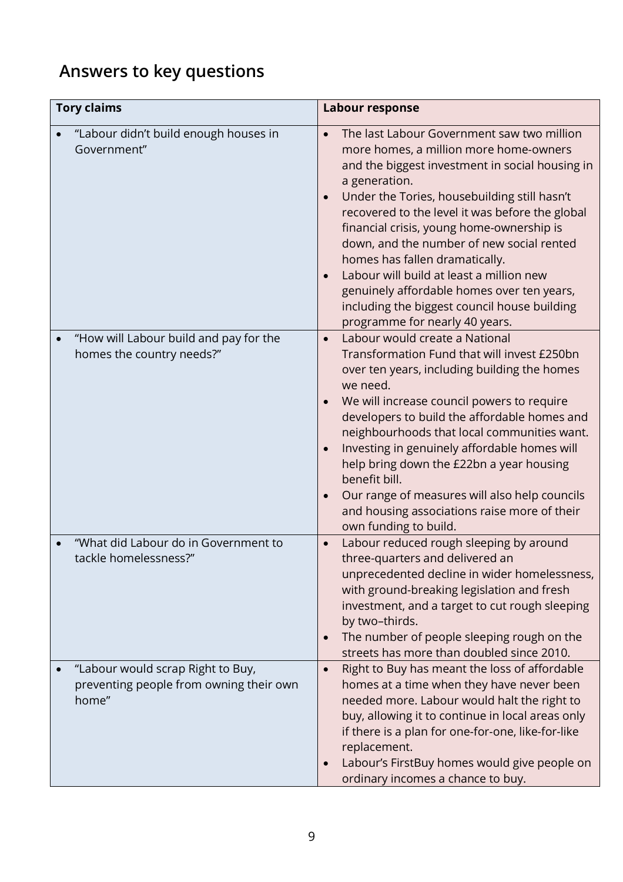## Answers to key questions

| Tory claims | Labour response |
|---|---|
| • "Labour didn't build enough houses in Government" | • The last Labour Government saw two million more homes, a million more home-owners and the biggest investment in social housing in a generation.<br>• Under the Tories, housebuilding still hasn't recovered to the level it was before the global financial crisis, young home-ownership is down, and the number of new social rented homes has fallen dramatically.<br>• Labour will build at least a million new genuinely affordable homes over ten years, including the biggest council house building programme for nearly 40 years. |
| • "How will Labour build and pay for the homes the country needs?" | • Labour would create a National Transformation Fund that will invest £250bn over ten years, including building the homes we need.<br>• We will increase council powers to require developers to build the affordable homes and neighbourhoods that local communities want.<br>• Investing in genuinely affordable homes will help bring down the £22bn a year housing benefit bill.<br>• Our range of measures will also help councils and housing associations raise more of their own funding to build. |
| • "What did Labour do in Government to tackle homelessness?" | • Labour reduced rough sleeping by around three-quarters and delivered an unprecedented decline in wider homelessness, with ground-breaking legislation and fresh investment, and a target to cut rough sleeping by two–thirds.<br>• The number of people sleeping rough on the streets has more than doubled since 2010. |
| • "Labour would scrap Right to Buy, preventing people from owning their own home" | • Right to Buy has meant the loss of affordable homes at a time when they have never been needed more. Labour would halt the right to buy, allowing it to continue in local areas only if there is a plan for one-for-one, like-for-like replacement.<br>• Labour's FirstBuy homes would give people on ordinary incomes a chance to buy. |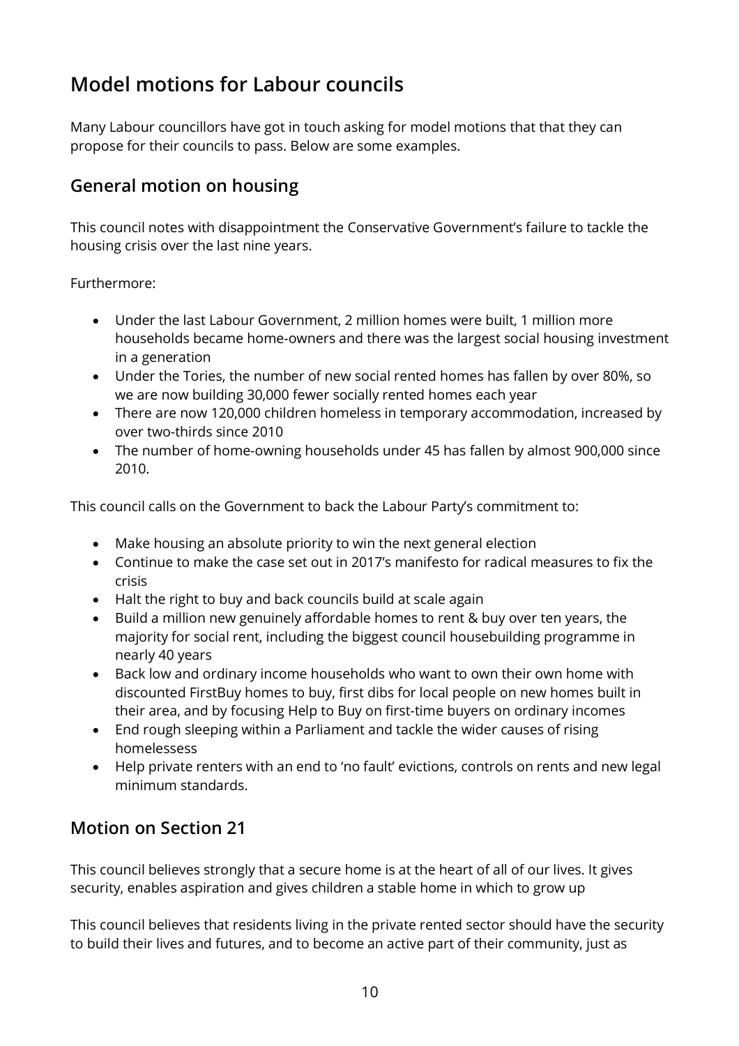## Model motions for Labour councils

Many Labour councillors have got in touch asking for model motions that that they can propose for their councils to pass. Below are some examples.

### General motion on housing

This council notes with disappointment the Conservative Government's failure to tackle the housing crisis over the last nine years.

Furthermore:

- Under the last Labour Government, 2 million homes were built, 1 million more households became home-owners and there was the largest social housing investment in a generation
- Under the Tories, the number of new social rented homes has fallen by over 80%, so we are now building 30,000 fewer socially rented homes each year
- There are now 120,000 children homeless in temporary accommodation, increased by over two-thirds since 2010
- The number of home-owning households under 45 has fallen by almost 900,000 since 2010.

This council calls on the Government to back the Labour Party's commitment to:

- Make housing an absolute priority to win the next general election
- Continue to make the case set out in 2017's manifesto for radical measures to fix the crisis
- Halt the right to buy and back councils build at scale again
- Build a million new genuinely affordable homes to rent & buy over ten years, the majority for social rent, including the biggest council housebuilding programme in nearly 40 years
- Back low and ordinary income households who want to own their own home with discounted FirstBuy homes to buy, first dibs for local people on new homes built in their area, and by focusing Help to Buy on first-time buyers on ordinary incomes
- End rough sleeping within a Parliament and tackle the wider causes of rising homelessess
- Help private renters with an end to 'no fault' evictions, controls on rents and new legal minimum standards.

### Motion on Section 21

This council believes strongly that a secure home is at the heart of all of our lives. It gives security, enables aspiration and gives children a stable home in which to grow up

This council believes that residents living in the private rented sector should have the security to build their lives and futures, and to become an active part of their community, just as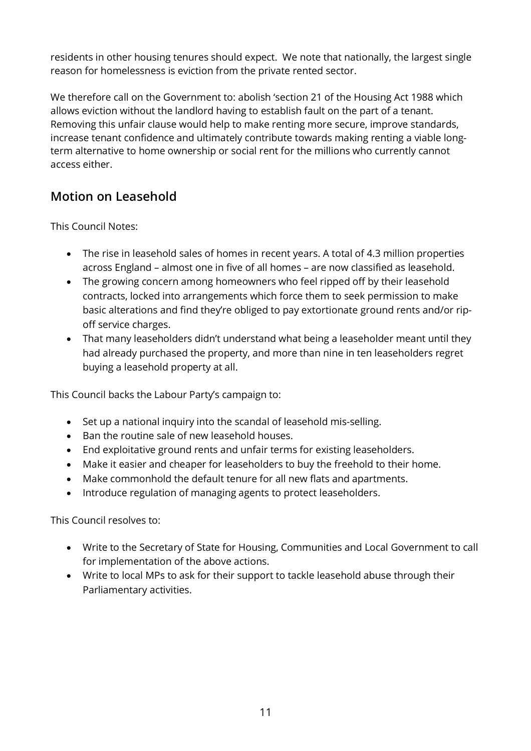residents in other housing tenures should expect. We note that nationally, the largest single reason for homelessness is eviction from the private rented sector.

We therefore call on the Government to: abolish 'section 21 of the Housing Act 1988 which allows eviction without the landlord having to establish fault on the part of a tenant. Removing this unfair clause would help to make renting more secure, improve standards, increase tenant confidence and ultimately contribute towards making renting a viable long-term alternative to home ownership or social rent for the millions who currently cannot access either.

## Motion on Leasehold

This Council Notes:

- The rise in leasehold sales of homes in recent years. A total of 4.3 million properties across England – almost one in five of all homes – are now classified as leasehold.
- The growing concern among homeowners who feel ripped off by their leasehold contracts, locked into arrangements which force them to seek permission to make basic alterations and find they're obliged to pay extortionate ground rents and/or rip-off service charges.
- That many leaseholders didn't understand what being a leaseholder meant until they had already purchased the property, and more than nine in ten leaseholders regret buying a leasehold property at all.

This Council backs the Labour Party's campaign to:

- Set up a national inquiry into the scandal of leasehold mis-selling.
- Ban the routine sale of new leasehold houses.
- End exploitative ground rents and unfair terms for existing leaseholders.
- Make it easier and cheaper for leaseholders to buy the freehold to their home.
- Make commonhold the default tenure for all new flats and apartments.
- Introduce regulation of managing agents to protect leaseholders.

This Council resolves to:

- Write to the Secretary of State for Housing, Communities and Local Government to call for implementation of the above actions.
- Write to local MPs to ask for their support to tackle leasehold abuse through their Parliamentary activities.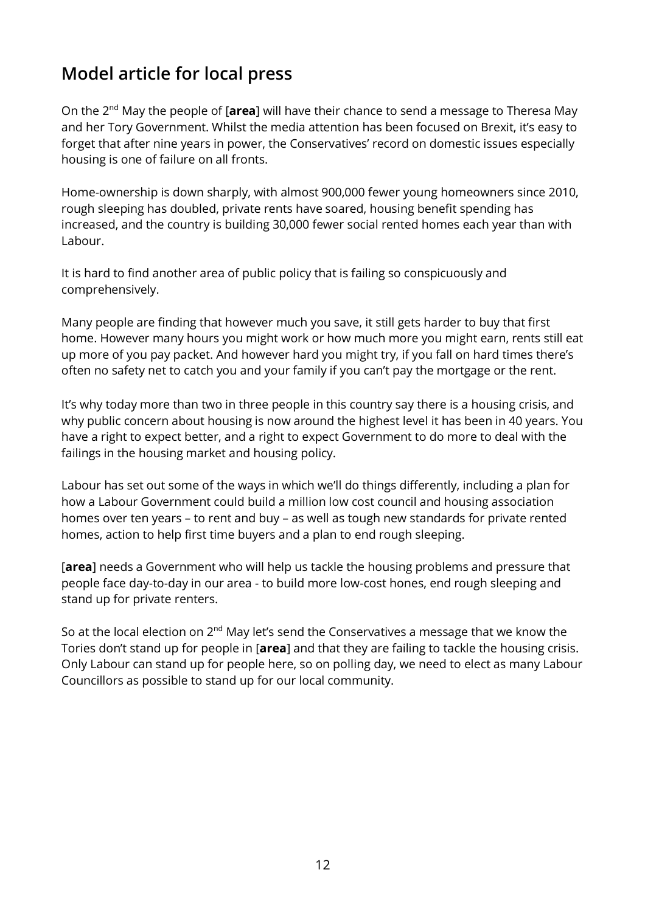## Model article for local press

On the 2nd May the people of [**area**] will have their chance to send a message to Theresa May and her Tory Government. Whilst the media attention has been focused on Brexit, it's easy to forget that after nine years in power, the Conservatives' record on domestic issues especially housing is one of failure on all fronts.

Home-ownership is down sharply, with almost 900,000 fewer young homeowners since 2010, rough sleeping has doubled, private rents have soared, housing benefit spending has increased, and the country is building 30,000 fewer social rented homes each year than with Labour.

It is hard to find another area of public policy that is failing so conspicuously and comprehensively.

Many people are finding that however much you save, it still gets harder to buy that first home. However many hours you might work or how much more you might earn, rents still eat up more of you pay packet. And however hard you might try, if you fall on hard times there's often no safety net to catch you and your family if you can't pay the mortgage or the rent.

It's why today more than two in three people in this country say there is a housing crisis, and why public concern about housing is now around the highest level it has been in 40 years. You have a right to expect better, and a right to expect Government to do more to deal with the failings in the housing market and housing policy.

Labour has set out some of the ways in which we'll do things differently, including a plan for how a Labour Government could build a million low cost council and housing association homes over ten years – to rent and buy – as well as tough new standards for private rented homes, action to help first time buyers and a plan to end rough sleeping.

[**area**] needs a Government who will help us tackle the housing problems and pressure that people face day-to-day in our area - to build more low-cost hones, end rough sleeping and stand up for private renters.

So at the local election on 2nd May let's send the Conservatives a message that we know the Tories don't stand up for people in [**area**] and that they are failing to tackle the housing crisis. Only Labour can stand up for people here, so on polling day, we need to elect as many Labour Councillors as possible to stand up for our local community.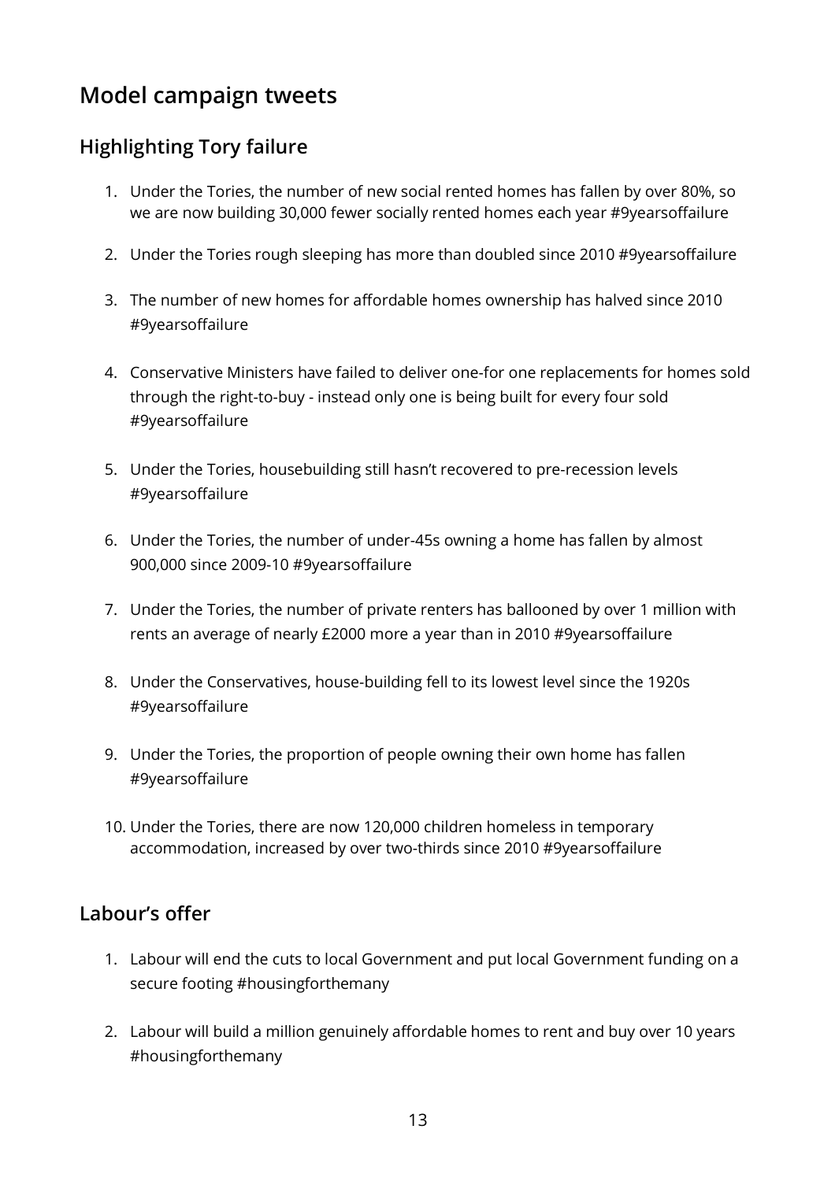## Model campaign tweets

### Highlighting Tory failure

1. Under the Tories, the number of new social rented homes has fallen by over 80%, so we are now building 30,000 fewer socially rented homes each year #9yearsoffailure
2. Under the Tories rough sleeping has more than doubled since 2010 #9yearsoffailure
3. The number of new homes for affordable homes ownership has halved since 2010 #9yearsoffailure
4. Conservative Ministers have failed to deliver one-for one replacements for homes sold through the right-to-buy - instead only one is being built for every four sold #9yearsoffailure
5. Under the Tories, housebuilding still hasn't recovered to pre-recession levels #9yearsoffailure
6. Under the Tories, the number of under-45s owning a home has fallen by almost 900,000 since 2009-10 #9yearsoffailure
7. Under the Tories, the number of private renters has ballooned by over 1 million with rents an average of nearly £2000 more a year than in 2010 #9yearsoffailure
8. Under the Conservatives, house-building fell to its lowest level since the 1920s #9yearsoffailure
9. Under the Tories, the proportion of people owning their own home has fallen #9yearsoffailure
10. Under the Tories, there are now 120,000 children homeless in temporary accommodation, increased by over two-thirds since 2010 #9yearsoffailure

### Labour's offer

1. Labour will end the cuts to local Government and put local Government funding on a secure footing #housingforthemany
2. Labour will build a million genuinely affordable homes to rent and buy over 10 years #housingforthemany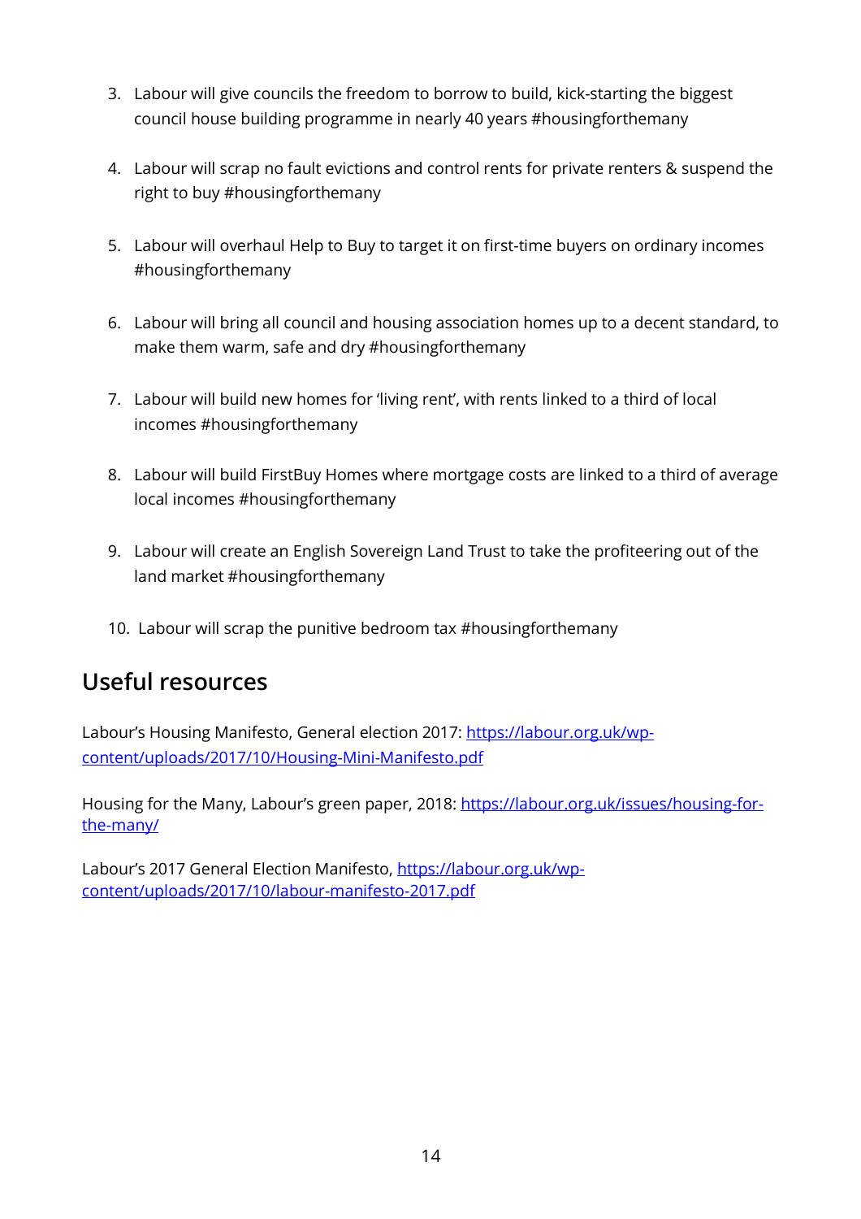3. Labour will give councils the freedom to borrow to build, kick-starting the biggest council house building programme in nearly 40 years #housingforthemany

4. Labour will scrap no fault evictions and control rents for private renters & suspend the right to buy #housingforthemany

5. Labour will overhaul Help to Buy to target it on first-time buyers on ordinary incomes #housingforthemany

6. Labour will bring all council and housing association homes up to a decent standard, to make them warm, safe and dry #housingforthemany

7. Labour will build new homes for 'living rent', with rents linked to a third of local incomes #housingforthemany

8. Labour will build FirstBuy Homes where mortgage costs are linked to a third of average local incomes #housingforthemany

9. Labour will create an English Sovereign Land Trust to take the profiteering out of the land market #housingforthemany

10. Labour will scrap the punitive bedroom tax #housingforthemany

## Useful resources

Labour's Housing Manifesto, General election 2017: [https://labour.org.uk/wp-content/uploads/2017/10/Housing-Mini-Manifesto.pdf](https://labour.org.uk/wp-content/uploads/2017/10/Housing-Mini-Manifesto.pdf)

Housing for the Many, Labour's green paper, 2018: [https://labour.org.uk/issues/housing-for-the-many/](https://labour.org.uk/issues/housing-for-the-many/)

Labour's 2017 General Election Manifesto, [https://labour.org.uk/wp-content/uploads/2017/10/labour-manifesto-2017.pdf](https://labour.org.uk/wp-content/uploads/2017/10/labour-manifesto-2017.pdf)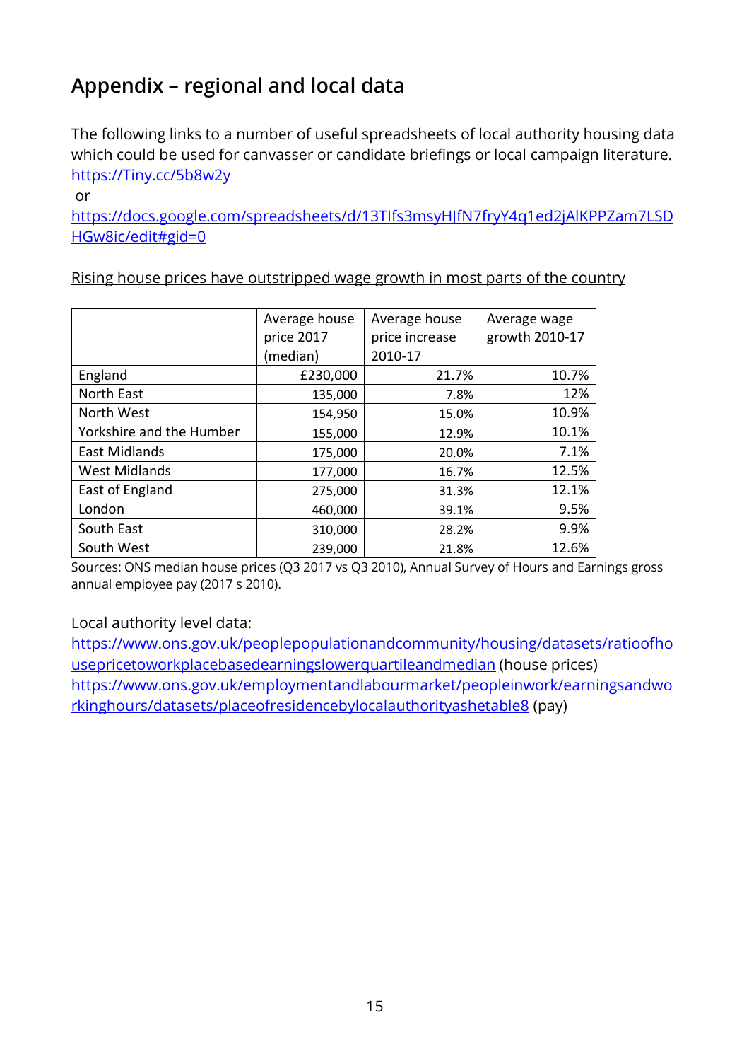## Appendix – regional and local data

The following links to a number of useful spreadsheets of local authority housing data which could be used for canvasser or candidate briefings or local campaign literature. https://Tiny.cc/5b8w2y
or
https://docs.google.com/spreadsheets/d/13TIfs3msyHJfN7fryY4q1ed2jAlKPPZam7LSDHGw8ic/edit#gid=0

Rising house prices have outstripped wage growth in most parts of the country

| | Average house price 2017 (median) | Average house price increase 2010-17 | Average wage growth 2010-17 |
|---|---|---|---|
| England | £230,000 | 21.7% | 10.7% |
| North East | 135,000 | 7.8% | 12% |
| North West | 154,950 | 15.0% | 10.9% |
| Yorkshire and the Humber | 155,000 | 12.9% | 10.1% |
| East Midlands | 175,000 | 20.0% | 7.1% |
| West Midlands | 177,000 | 16.7% | 12.5% |
| East of England | 275,000 | 31.3% | 12.1% |
| London | 460,000 | 39.1% | 9.5% |
| South East | 310,000 | 28.2% | 9.9% |
| South West | 239,000 | 21.8% | 12.6% |

Sources: ONS median house prices (Q3 2017 vs Q3 2010), Annual Survey of Hours and Earnings gross annual employee pay (2017 s 2010).

Local authority level data:
https://www.ons.gov.uk/peoplepopulationandcommunity/housing/datasets/ratioofhousepricetoworkplacebasedearningslowerquartileandmedian (house prices)
https://www.ons.gov.uk/employmentandlabourmarket/peopleinwork/earningsandworkinghours/datasets/placeofresidencebylocalauthorityashetable8 (pay)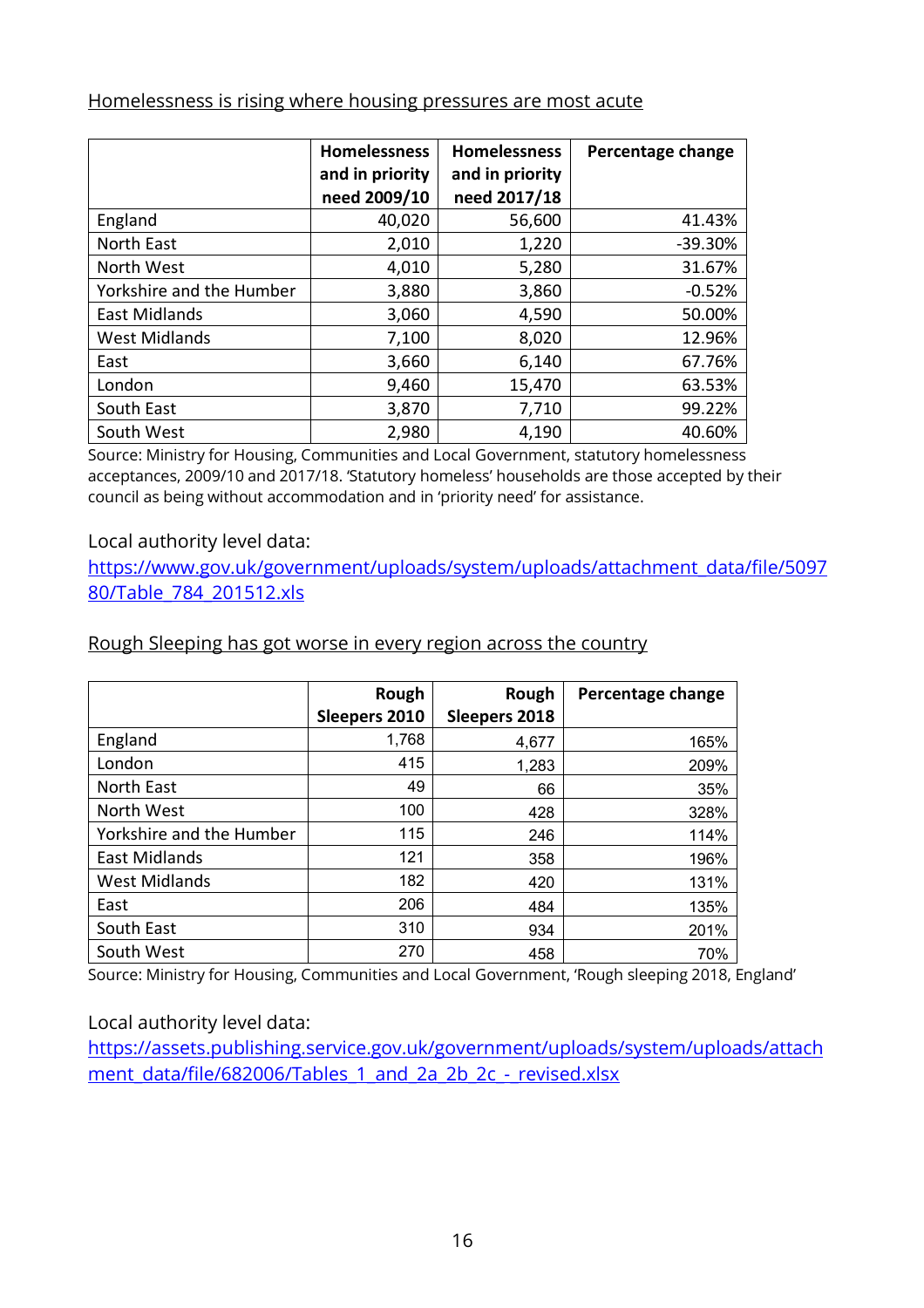Homelessness is rising where housing pressures are most acute

| | Homelessness and in priority need 2009/10 | Homelessness and in priority need 2017/18 | Percentage change |
|---|---|---|---|
| England | 40,020 | 56,600 | 41.43% |
| North East | 2,010 | 1,220 | -39.30% |
| North West | 4,010 | 5,280 | 31.67% |
| Yorkshire and the Humber | 3,880 | 3,860 | -0.52% |
| East Midlands | 3,060 | 4,590 | 50.00% |
| West Midlands | 7,100 | 8,020 | 12.96% |
| East | 3,660 | 6,140 | 67.76% |
| London | 9,460 | 15,470 | 63.53% |
| South East | 3,870 | 7,710 | 99.22% |
| South West | 2,980 | 4,190 | 40.60% |

Source: Ministry for Housing, Communities and Local Government, statutory homelessness acceptances, 2009/10 and 2017/18. 'Statutory homeless' households are those accepted by their council as being without accommodation and in 'priority need' for assistance.

Local authority level data:
https://www.gov.uk/government/uploads/system/uploads/attachment_data/file/509780/Table_784_201512.xls

Rough Sleeping has got worse in every region across the country

| | Rough Sleepers 2010 | Rough Sleepers 2018 | Percentage change |
|---|---|---|---|
| England | 1,768 | 4,677 | 165% |
| London | 415 | 1,283 | 209% |
| North East | 49 | 66 | 35% |
| North West | 100 | 428 | 328% |
| Yorkshire and the Humber | 115 | 246 | 114% |
| East Midlands | 121 | 358 | 196% |
| West Midlands | 182 | 420 | 131% |
| East | 206 | 484 | 135% |
| South East | 310 | 934 | 201% |
| South West | 270 | 458 | 70% |

Source: Ministry for Housing, Communities and Local Government, 'Rough sleeping 2018, England'

Local authority level data:
https://assets.publishing.service.gov.uk/government/uploads/system/uploads/attachment_data/file/682006/Tables_1_and_2a_2b_2c_-_revised.xlsx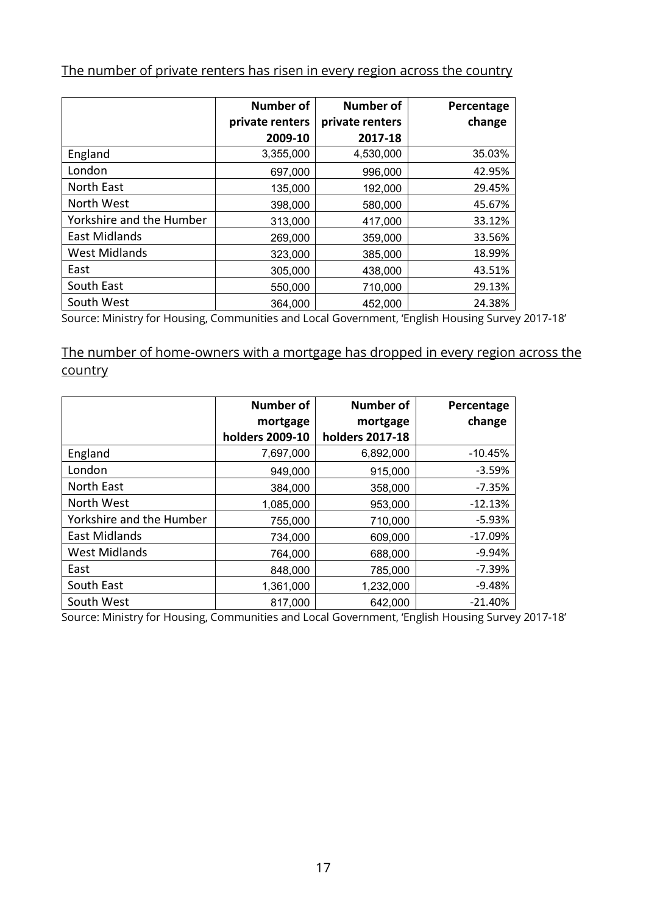The number of private renters has risen in every region across the country

| | Number of private renters 2009-10 | Number of private renters 2017-18 | Percentage change |
|---|---|---|---|
| England | 3,355,000 | 4,530,000 | 35.03% |
| London | 697,000 | 996,000 | 42.95% |
| North East | 135,000 | 192,000 | 29.45% |
| North West | 398,000 | 580,000 | 45.67% |
| Yorkshire and the Humber | 313,000 | 417,000 | 33.12% |
| East Midlands | 269,000 | 359,000 | 33.56% |
| West Midlands | 323,000 | 385,000 | 18.99% |
| East | 305,000 | 438,000 | 43.51% |
| South East | 550,000 | 710,000 | 29.13% |
| South West | 364,000 | 452,000 | 24.38% |

Source: Ministry for Housing, Communities and Local Government, 'English Housing Survey 2017-18'

The number of home-owners with a mortgage has dropped in every region across the country

| | Number of mortgage holders 2009-10 | Number of mortgage holders 2017-18 | Percentage change |
|---|---|---|---|
| England | 7,697,000 | 6,892,000 | -10.45% |
| London | 949,000 | 915,000 | -3.59% |
| North East | 384,000 | 358,000 | -7.35% |
| North West | 1,085,000 | 953,000 | -12.13% |
| Yorkshire and the Humber | 755,000 | 710,000 | -5.93% |
| East Midlands | 734,000 | 609,000 | -17.09% |
| West Midlands | 764,000 | 688,000 | -9.94% |
| East | 848,000 | 785,000 | -7.39% |
| South East | 1,361,000 | 1,232,000 | -9.48% |
| South West | 817,000 | 642,000 | -21.40% |

Source: Ministry for Housing, Communities and Local Government, 'English Housing Survey 2017-18'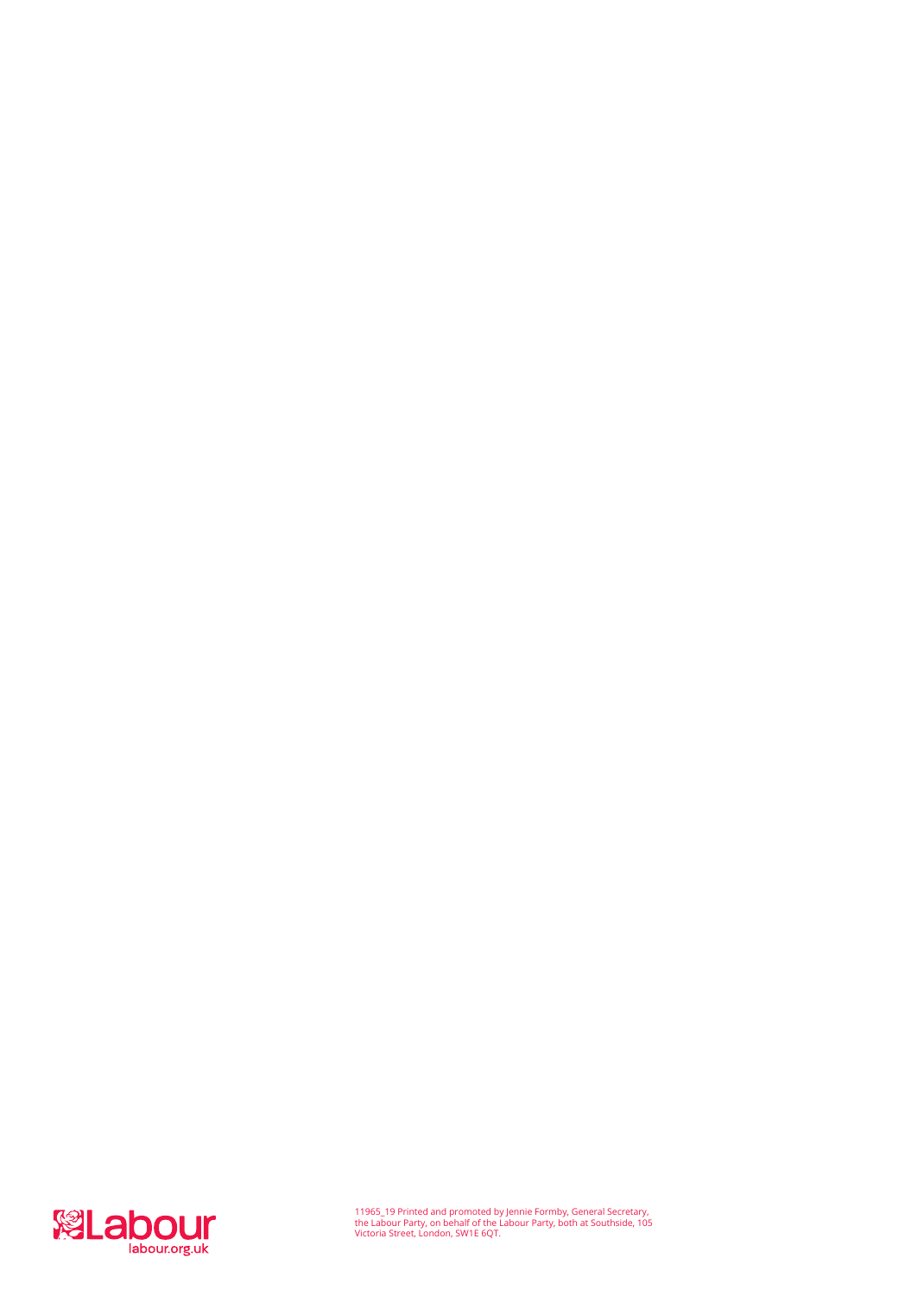Labour
labour.org.uk

11965_19 Printed and promoted by Jennie Formby, General Secretary, the Labour Party, on behalf of the Labour Party, both at Southside, 105 Victoria Street, London, SW1E 6QT.